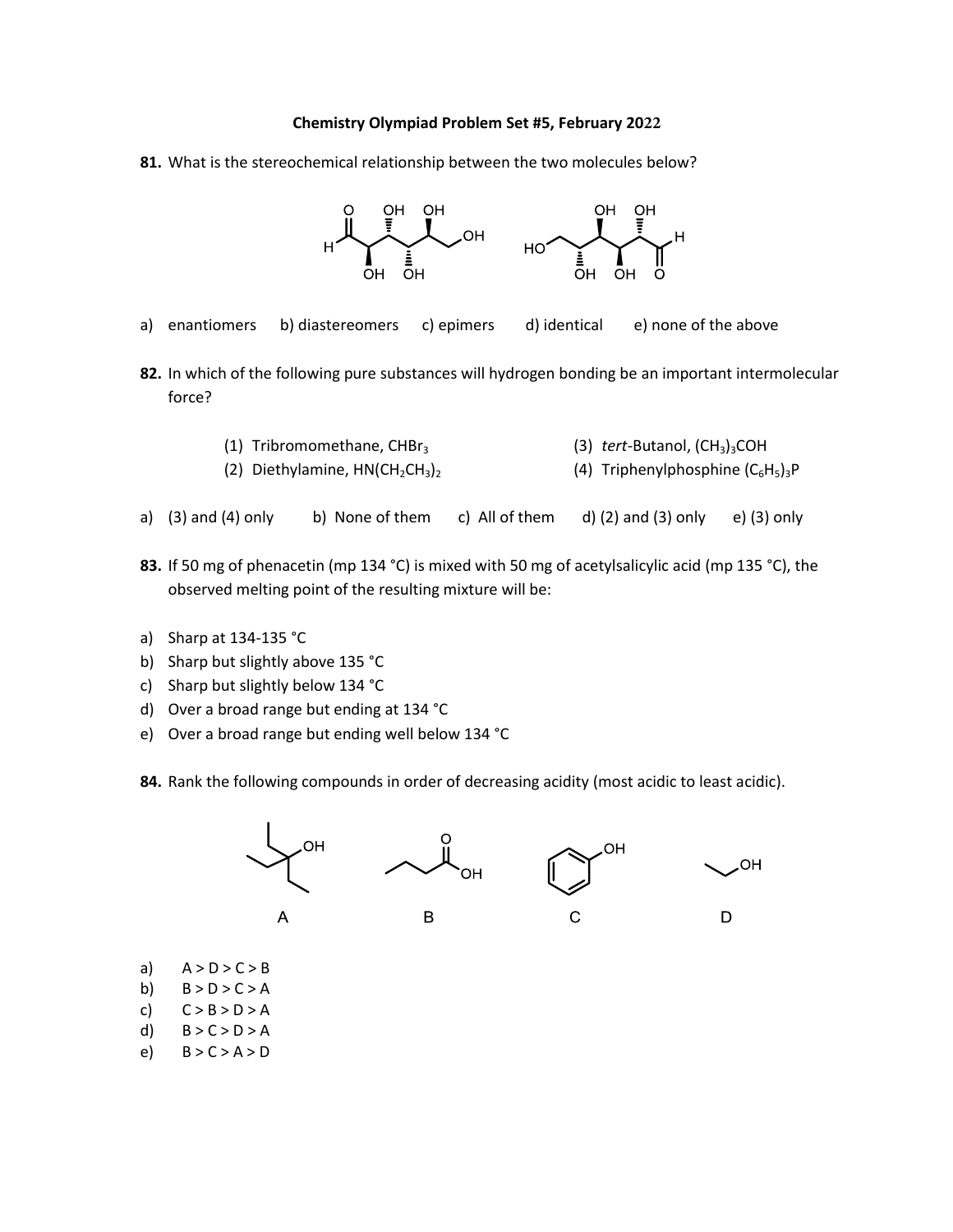**Chemistry Olympiad Problem Set #5, February 2022**

**81.** What is the stereochemical relationship between the two molecules below?

a) enantiomers b) diastereomers c) epimers d) identical e) none of the above

**82.** In which of the following pure substances will hydrogen bonding be an important intermolecular force?

(1) Tribromomethane, $CHBr_3$
(2) Diethylamine, $HN(CH_2CH_3)_2$
(3) *tert*-Butanol, $(CH_3)_3COH$
(4) Triphenylphosphine $(C_6H_5)_3P$

a) (3) and (4) only b) None of them c) All of them d) (2) and (3) only e) (3) only

**83.** If 50 mg of phenacetin (mp 134 °C) is mixed with 50 mg of acetylsalicylic acid (mp 135 °C), the observed melting point of the resulting mixture will be:

a) Sharp at 134-135 °C
b) Sharp but slightly above 135 °C
c) Sharp but slightly below 134 °C
d) Over a broad range but ending at 134 °C
e) Over a broad range but ending well below 134 °C

**84.** Rank the following compounds in order of decreasing acidity (most acidic to least acidic).

A B C D

a) A > D > C > B
b) B > D > C > A
c) C > B > D > A
d) B > C > D > A
e) B > C > A > D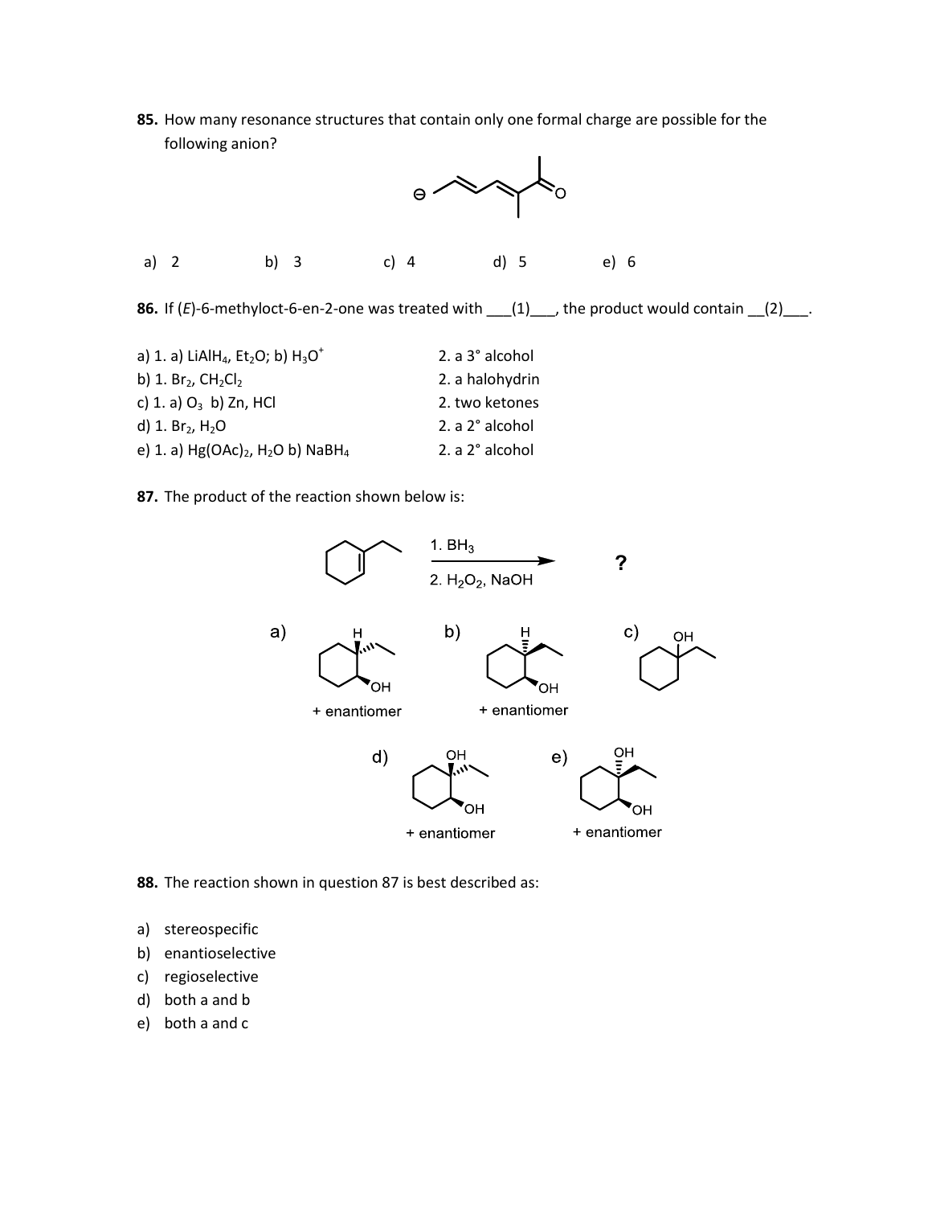**85.** How many resonance structures that contain only one formal charge are possible for the following anion?

a) 2 b) 3 c) 4 d) 5 e) 6

**86.** If (*E*)-6-methyloct-6-en-2-one was treated with ___(1)___, the product would contain __(2)___.

a) 1. a) $LiAlH_4$, $Et_2O$; b) $H_3O^+$ — 2. a 3° alcohol
b) 1. $Br_2$, $CH_2Cl_2$ — 2. a halohydrin
c) 1. a) $O_3$ b) Zn, HCl — 2. two ketones
d) 1. $Br_2$, $H_2O$ — 2. a 2° alcohol
e) 1. a) $Hg(OAc)_2$, $H_2O$ b) $NaBH_4$ — 2. a 2° alcohol

**87.** The product of the reaction shown below is:

1. $BH_3$
2. $H_2O_2$, NaOH

?

a) + enantiomer

b) + enantiomer

c)

d) + enantiomer

e) + enantiomer

**88.** The reaction shown in question 87 is best described as:

a) stereospecific
b) enantioselective
c) regioselective
d) both a and b
e) both a and c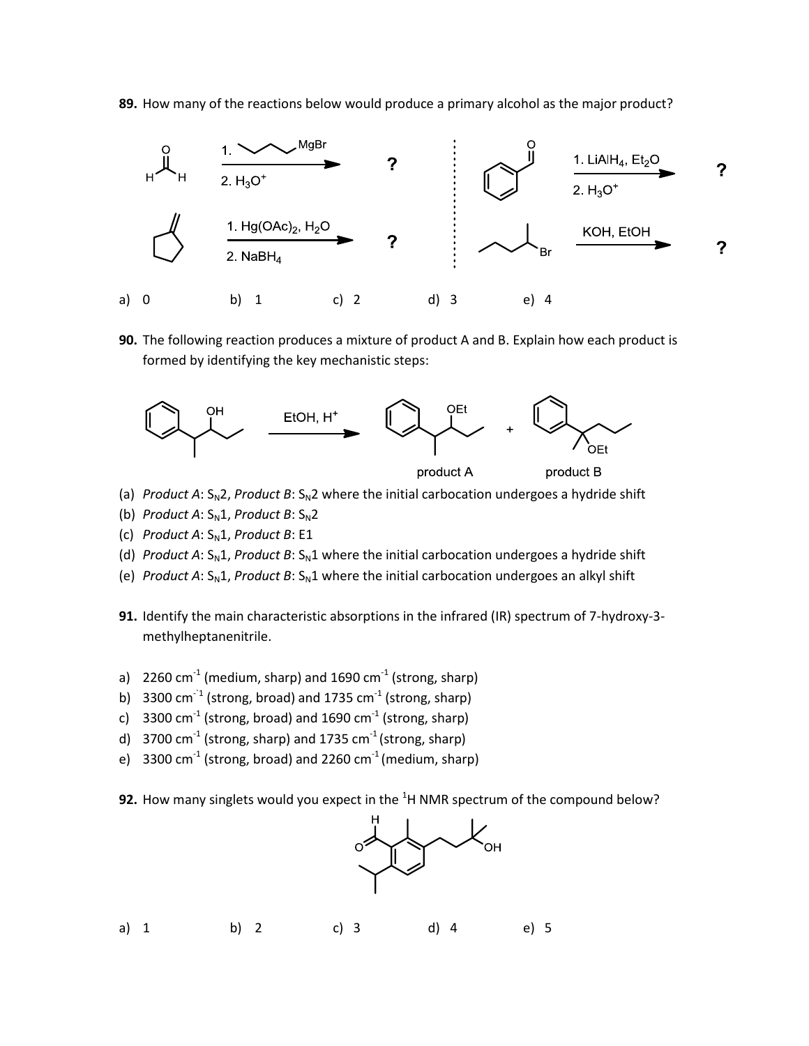**89.** How many of the reactions below would produce a primary alcohol as the major product?

a) 0 b) 1 c) 2 d) 3 e) 4

**90.** The following reaction produces a mixture of product A and B. Explain how each product is formed by identifying the key mechanistic steps:

(a) *Product A*: $S_N2$, *Product B*: $S_N2$ where the initial carbocation undergoes a hydride shift

(b) *Product A*: $S_N1$, *Product B*: $S_N2$

(c) *Product A*: $S_N1$, *Product B*: E1

(d) *Product A*: $S_N1$, *Product B*: $S_N1$ where the initial carbocation undergoes a hydride shift

(e) *Product A*: $S_N1$, *Product B*: $S_N1$ where the initial carbocation undergoes an alkyl shift

**91.** Identify the main characteristic absorptions in the infrared (IR) spectrum of 7-hydroxy-3-methylheptanenitrile.

a) 2260 $cm^{-1}$ (medium, sharp) and 1690 $cm^{-1}$ (strong, sharp)
b) 3300 $cm^{-1}$ (strong, broad) and 1735 $cm^{-1}$ (strong, sharp)
c) 3300 $cm^{-1}$ (strong, broad) and 1690 $cm^{-1}$ (strong, sharp)
d) 3700 $cm^{-1}$ (strong, sharp) and 1735 $cm^{-1}$ (strong, sharp)
e) 3300 $cm^{-1}$ (strong, broad) and 2260 $cm^{-1}$ (medium, sharp)

**92.** How many singlets would you expect in the $^1H$ NMR spectrum of the compound below?

a) 1 b) 2 c) 3 d) 4 e) 5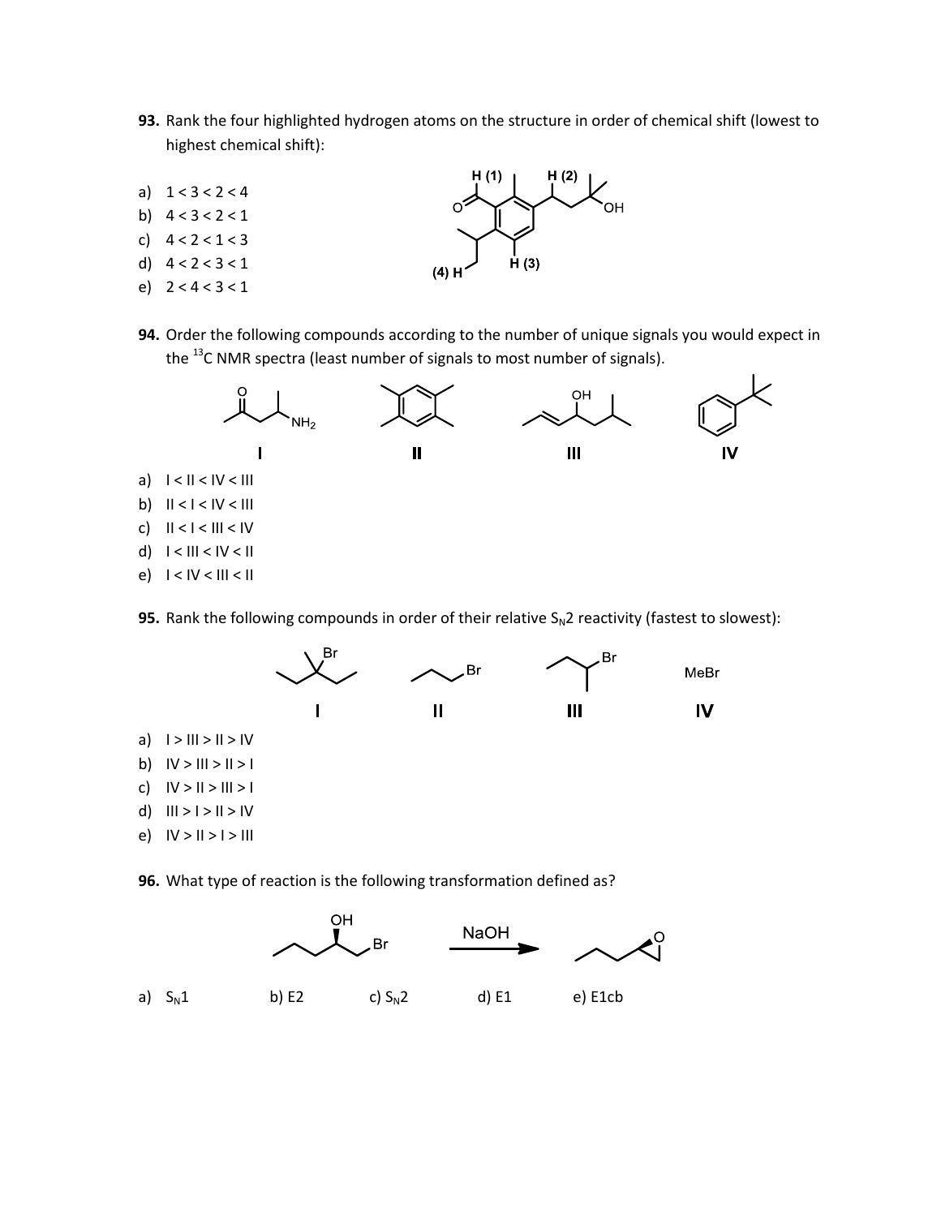**93.** Rank the four highlighted hydrogen atoms on the structure in order of chemical shift (lowest to highest chemical shift):

a) 1 < 3 < 2 < 4
b) 4 < 3 < 2 < 1
c) 4 < 2 < 1 < 3
d) 4 < 2 < 3 < 1
e) 2 < 4 < 3 < 1

H (1) H (2) OH O (4) H H (3)

**94.** Order the following compounds according to the number of unique signals you would expect in the $^{13}C$ NMR spectra (least number of signals to most number of signals).

I II III IV

a) I < II < IV < III
b) II < I < IV < III
c) II < I < III < IV
d) I < III < IV < II
e) I < IV < III < II

**95.** Rank the following compounds in order of their relative $S_N2$ reactivity (fastest to slowest):

I II III IV (MeBr)

a) I > III > II > IV
b) IV > III > II > I
c) IV > II > III > I
d) III > I > II > IV
e) IV > II > I > III

**96.** What type of reaction is the following transformation defined as?

NaOH

a) $S_N1$ b) E2 c) $S_N2$ d) E1 e) E1cb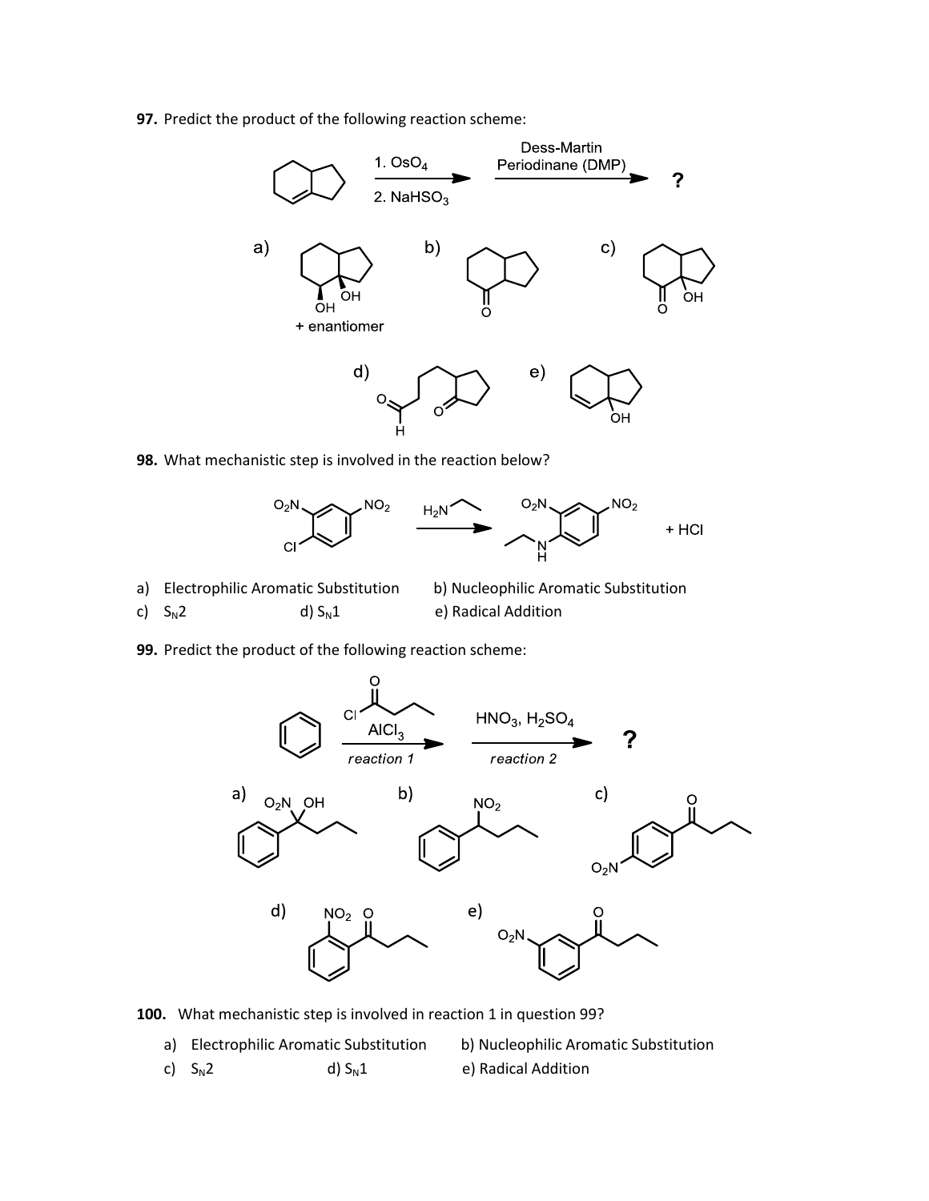**97.** Predict the product of the following reaction scheme:

1. $OsO_4$
2. $NaHSO_3$

Dess-Martin Periodinane (DMP)

?

a) + enantiomer

b)

c)

d)

e)

**98.** What mechanistic step is involved in the reaction below?

+ HCl

a) Electrophilic Aromatic Substitution
b) Nucleophilic Aromatic Substitution
c) $S_N2$
d) $S_N1$
e) Radical Addition

**99.** Predict the product of the following reaction scheme:

$AlCl_3$

*reaction 1*

$HNO_3$, $H_2SO_4$

*reaction 2*

?

a)

b)

c)

d)

e)

**100.** What mechanistic step is involved in reaction 1 in question 99?

a) Electrophilic Aromatic Substitution
b) Nucleophilic Aromatic Substitution
c) $S_N2$
d) $S_N1$
e) Radical Addition